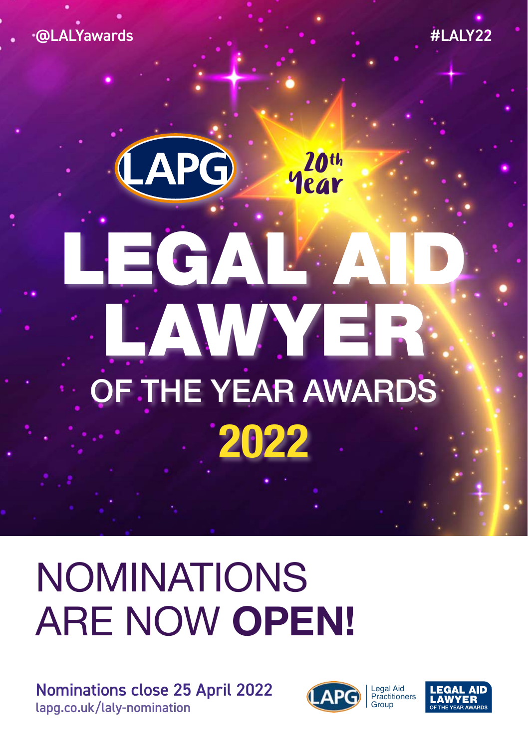@LALYawards

#LALY22

LAPG

20th Year

# LEGAL AID LAWYER OF THE YEAR AWARDS 2022

## NOMINATIONS ARE NOW **OPEN!**

**Nominations close 25 April 2022**

lapg.co.uk/laly-nomination

LAPG Legal Aid Practitioners Group

LEGAL AID LAWYER OF THE YEAR AWARDS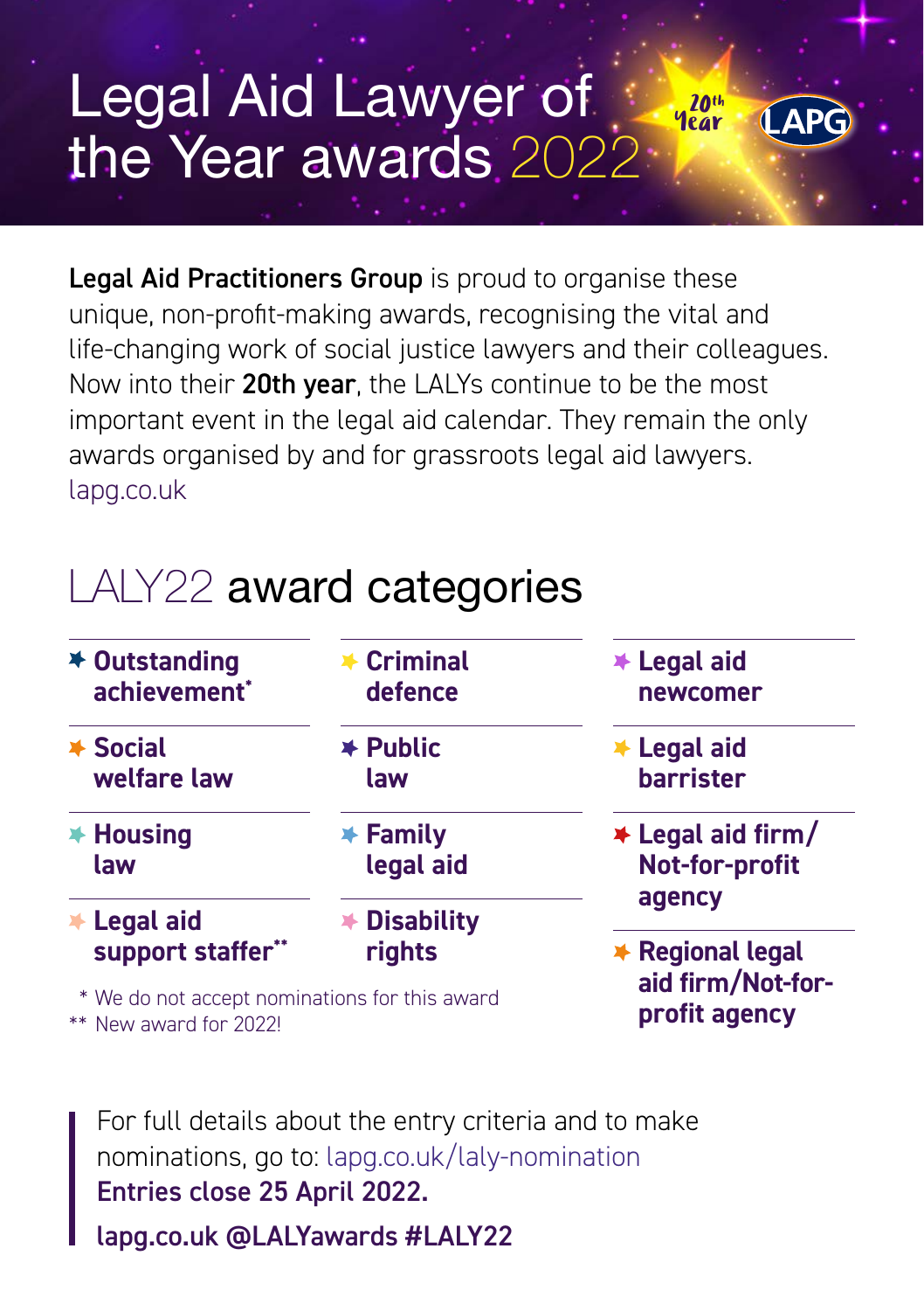# Legal Aid Lawyer of the Year awards 2022

20th Year

LAPG

**Legal Aid Practitioners Group** is proud to organise these unique, non-profit-making awards, recognising the vital and life-changing work of social justice lawyers and their colleagues. Now into their **20th year**, the LALYs continue to be the most important event in the legal aid calendar. They remain the only awards organised by and for grassroots legal aid lawyers. lapg.co.uk

## LALY22 award categories

- **Outstanding achievement***
- **Social welfare law**
- **Housing law**
- **Legal aid support staffer****
- **Criminal defence**
- **Public law**
- **Family legal aid**
- **Disability rights**
- **Legal aid newcomer**
- **Legal aid barrister**
- **Legal aid firm/ Not-for-profit agency**
- **Regional legal aid firm/Not-for-profit agency**

\* We do not accept nominations for this award
** New award for 2022!

For full details about the entry criteria and to make nominations, go to: lapg.co.uk/laly-nomination
**Entries close 25 April 2022.**

**lapg.co.uk @LALYawards #LALY22**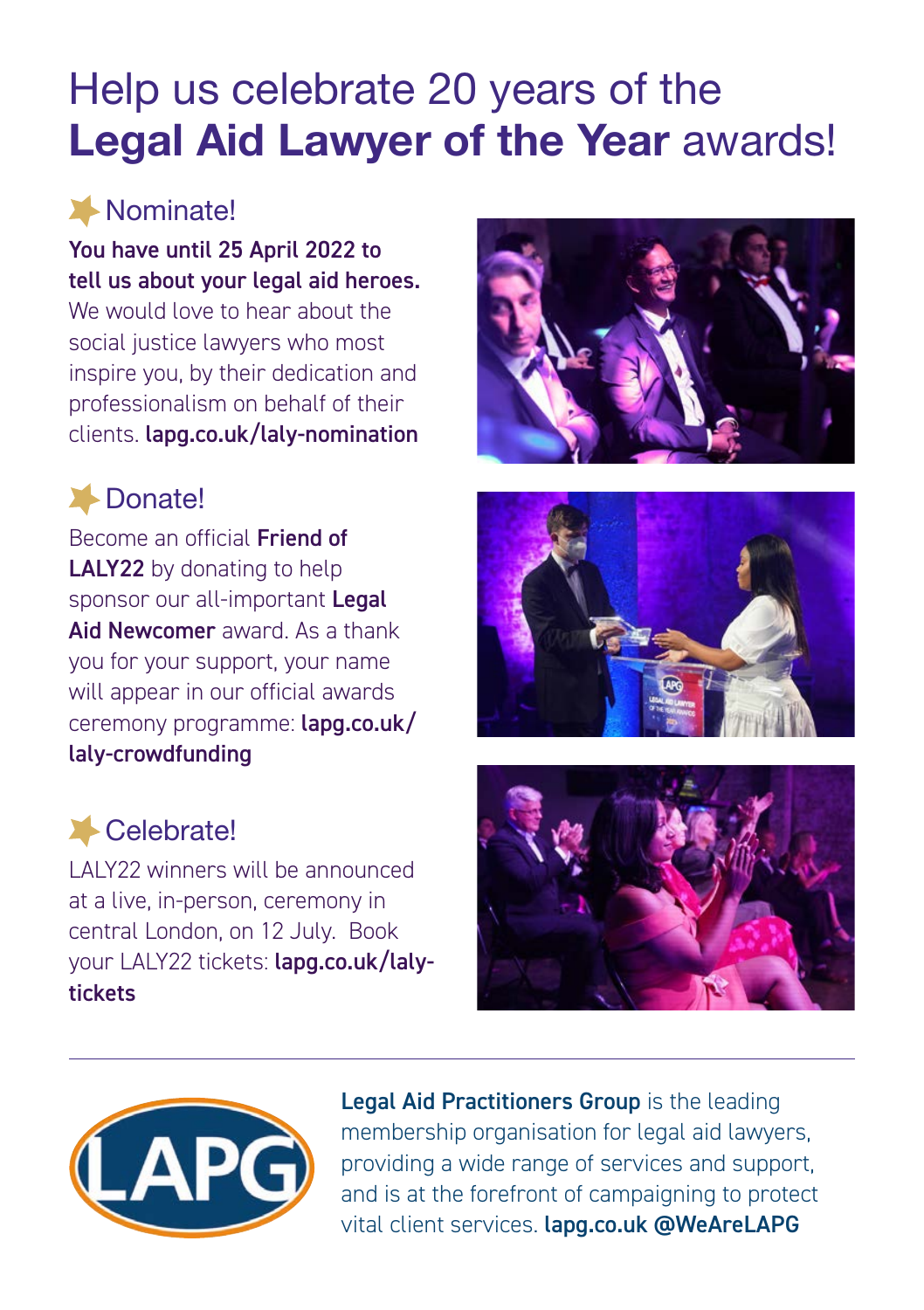# Help us celebrate 20 years of the **Legal Aid Lawyer of the Year** awards!

## Nominate!

**You have until 25 April 2022 to tell us about your legal aid heroes.** We would love to hear about the social justice lawyers who most inspire you, by their dedication and professionalism on behalf of their clients. **lapg.co.uk/laly-nomination**

## Donate!

Become an official **Friend of LALY22** by donating to help sponsor our all-important **Legal Aid Newcomer** award. As a thank you for your support, your name will appear in our official awards ceremony programme: **lapg.co.uk/laly-crowdfunding**

## Celebrate!

LALY22 winners will be announced at a live, in-person, ceremony in central London, on 12 July. Book your LALY22 tickets: **lapg.co.uk/laly-tickets**

---

LAPG

**Legal Aid Practitioners Group** is the leading membership organisation for legal aid lawyers, providing a wide range of services and support, and is at the forefront of campaigning to protect vital client services. **lapg.co.uk @WeAreLAPG**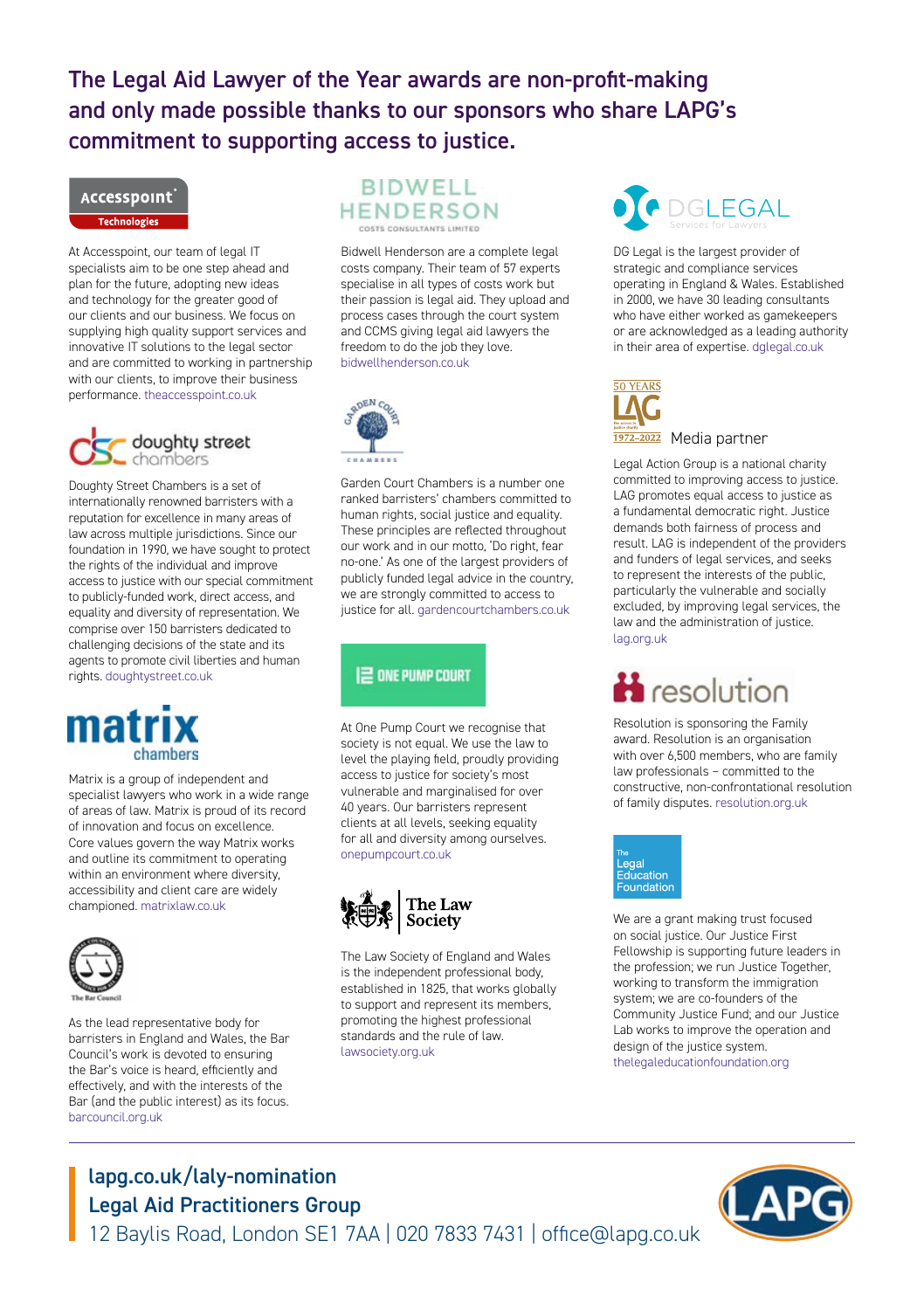## The Legal Aid Lawyer of the Year awards are non-profit-making and only made possible thanks to our sponsors who share LAPG's commitment to supporting access to justice.

**Accesspoint Technologies**

At Accesspoint, our team of legal IT specialists aim to be one step ahead and plan for the future, adopting new ideas and technology for the greater good of our clients and our business. We focus on supplying high quality support services and innovative IT solutions to the legal sector and are committed to working in partnership with our clients, to improve their business performance. theaccesspoint.co.uk

**doughty street chambers**

Doughty Street Chambers is a set of internationally renowned barristers with a reputation for excellence in many areas of law across multiple jurisdictions. Since our foundation in 1990, we have sought to protect the rights of the individual and improve access to justice with our special commitment to publicly-funded work, direct access, and equality and diversity of representation. We comprise over 150 barristers dedicated to challenging decisions of the state and its agents to promote civil liberties and human rights. doughtystreet.co.uk

**matrix chambers**

Matrix is a group of independent and specialist lawyers who work in a wide range of areas of law. Matrix is proud of its record of innovation and focus on excellence. Core values govern the way Matrix works and outline its commitment to operating within an environment where diversity, accessibility and client care are widely championed. matrixlaw.co.uk

**The Bar Council**

As the lead representative body for barristers in England and Wales, the Bar Council's work is devoted to ensuring the Bar's voice is heard, efficiently and effectively, and with the interests of the Bar (and the public interest) as its focus. barcouncil.org.uk

**BIDWELL HENDERSON COSTS CONSULTANTS LIMITED**

Bidwell Henderson are a complete legal costs company. Their team of 57 experts specialise in all types of costs work but their passion is legal aid. They upload and process cases through the court system and CCMS giving legal aid lawyers the freedom to do the job they love. bidwellhenderson.co.uk

**Garden Court Chambers**

Garden Court Chambers is a number one ranked barristers' chambers committed to human rights, social justice and equality. These principles are reflected throughout our work and in our motto, 'Do right, fear no-one.' As one of the largest providers of publicly funded legal advice in the country, we are strongly committed to access to justice for all. gardencourtchambers.co.uk

**ONE PUMP COURT**

At One Pump Court we recognise that society is not equal. We use the law to level the playing field, proudly providing access to justice for society's most vulnerable and marginalised for over 40 years. Our barristers represent clients at all levels, seeking equality for all and diversity among ourselves. onepumpcourt.co.uk

**The Law Society**

The Law Society of England and Wales is the independent professional body, established in 1825, that works globally to support and represent its members, promoting the highest professional standards and the rule of law. lawsociety.org.uk

**DGLEGAL Services for Lawyers**

DG Legal is the largest provider of strategic and compliance services operating in England & Wales. Established in 2000, we have 30 leading consultants who have either worked as gamekeepers or are acknowledged as a leading authority in their area of expertise. dglegal.co.uk

**50 YEARS LAG 1972–2022** Media partner

Legal Action Group is a national charity committed to improving access to justice. LAG promotes equal access to justice as a fundamental democratic right. Justice demands both fairness of process and result. LAG is independent of the providers and funders of legal services, and seeks to represent the interests of the public, particularly the vulnerable and socially excluded, by improving legal services, the law and the administration of justice. lag.org.uk

**resolution**

Resolution is sponsoring the Family award. Resolution is an organisation with over 6,500 members, who are family law professionals – committed to the constructive, non-confrontational resolution of family disputes. resolution.org.uk

**The Legal Education Foundation**

We are a grant making trust focused on social justice. Our Justice First Fellowship is supporting future leaders in the profession; we run Justice Together, working to transform the immigration system; we are co-founders of the Community Justice Fund; and our Justice Lab works to improve the operation and design of the justice system. thelegaleducationfoundation.org

---

**lapg.co.uk/laly-nomination**
**Legal Aid Practitioners Group**
12 Baylis Road, London SE1 7AA | 020 7833 7431 | office@lapg.co.uk